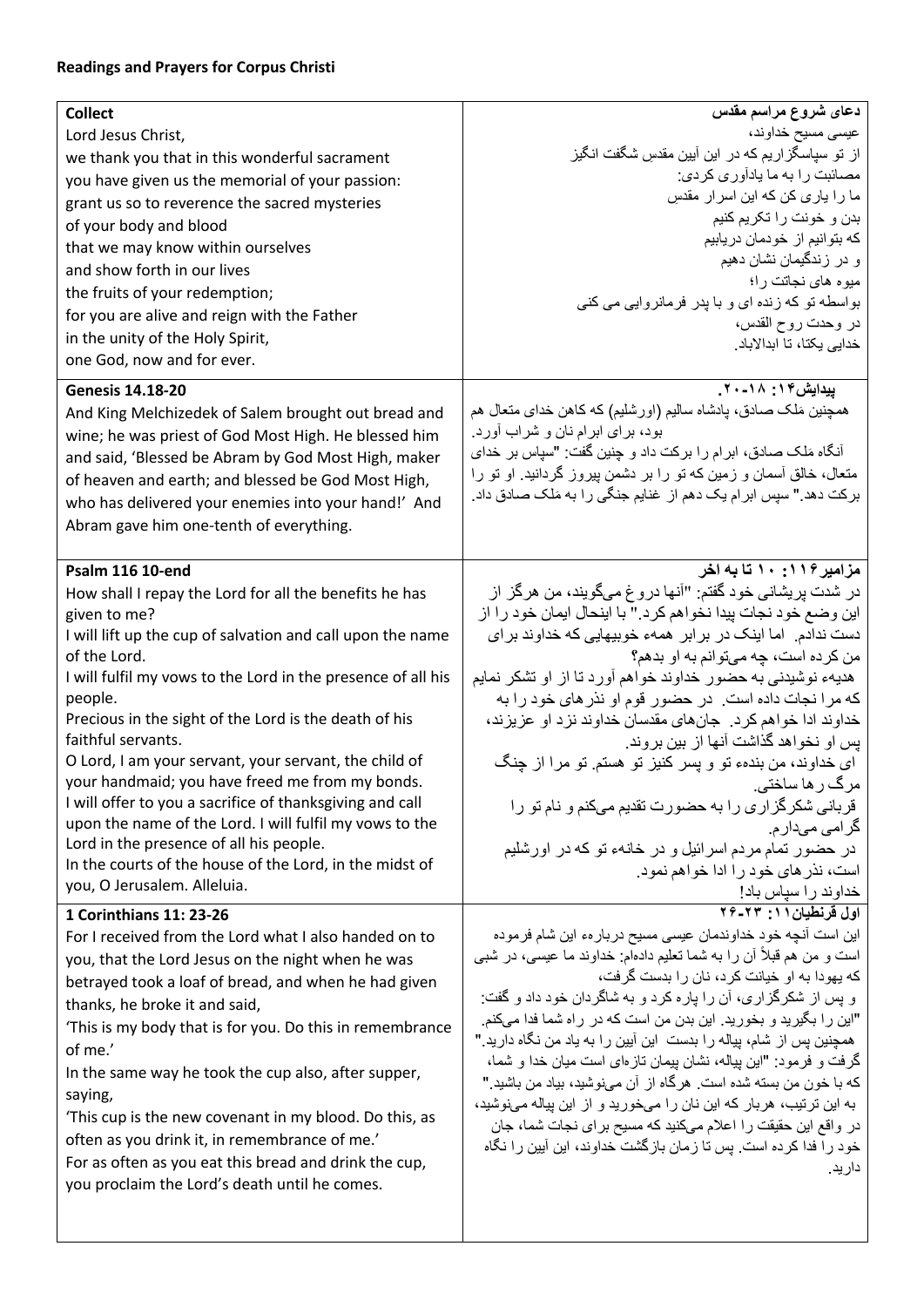**Readings and Prayers for Corpus Christi**

| **Collect**<br>Lord Jesus Christ,<br>we thank you that in this wonderful sacrament<br>you have given us the memorial of your passion:<br>grant us so to reverence the sacred mysteries<br>of your body and blood<br>that we may know within ourselves<br>and show forth in our lives<br>the fruits of your redemption;<br>for you are alive and reign with the Father<br>in the unity of the Holy Spirit,<br>one God, now and for ever. | **دعای شروع مراسم مقدس**<br>عیسی مسیح خداوند،<br>از تو سپاسگزاریم که در این آیین مقدس شگفت انگیز<br>مصائبت را به ما یادآوری کردی:<br>ما را یاری کن که این اسرار مقدس<br>بدن و خونت را تکریم کنیم<br>که بتوانیم از خودمان دریابیم<br>و در زندگیمان نشان دهیم<br>میوه های نجاتت را؛<br>بواسطه تو که زنده ای و با پدر فرمانروایی می کنی<br>در وحدت روح القدس،<br>خدایی یکتا، تا ابدالاباد. |
|---|---|
| **Genesis 14.18-20**<br>And King Melchizedek of Salem brought out bread and wine; he was priest of God Most High. He blessed him and said, 'Blessed be Abram by God Most High, maker of heaven and earth; and blessed be God Most High, who has delivered your enemies into your hand!' And Abram gave him one-tenth of everything. | **پیدایش۱۴: ۱۸-۲۰.**<br>همچنین مَلک صادق، پادشاه سالیم (اورشلیم) که کاهن خدای متعال هم بود، برای ابرام نان و شراب آورد.<br>آنگاه مَلک صادق، ابرام را برکت داد و چنین گفت: "سپاس بر خدای متعال، خالق آسمان و زمین که تو را بر دشمن پیروز گردانید. او تو را برکت دهد." سپس ابرام یک دهم از غنایم جنگی را به مَلک صادق داد. |
| **Psalm 116 10-end**<br>How shall I repay the Lord for all the benefits he has given to me?<br>I will lift up the cup of salvation and call upon the name of the Lord.<br>I will fulfil my vows to the Lord in the presence of all his people.<br>Precious in the sight of the Lord is the death of his faithful servants.<br>O Lord, I am your servant, your servant, the child of your handmaid; you have freed me from my bonds.<br>I will offer to you a sacrifice of thanksgiving and call upon the name of the Lord. I will fulfil my vows to the Lord in the presence of all his people.<br>In the courts of the house of the Lord, in the midst of you, O Jerusalem. Alleluia. | **مزامیر۱۱۶: ۱۰ تا به آخر**<br>در شدت پریشانی خود گفتم: "آنها دروغ می‌گویند، من هرگز از این وضع خود نجات پیدا نخواهم کرد." با اینحال ایمان خود را از دست ندادم. اما اینک در برابر همهٔ خوبیهایی که خداوند برای من کرده است، چه می‌توانم به او بدهم؟<br>هدیهٔ نوشیدنی به حضور خداوند خواهم آورد تا از او تشکر نمایم که مرا نجات داده است. در حضور قوم او نذرهای خود را به خداوند ادا خواهم کرد. جان‌های مقدسان خداوند نزد او عزیزند، پس او نخواهد گذاشت آنها از بین بروند.<br>ای خداوند، من بندهٔ تو و پسر کنیز تو هستم. تو مرا از چنگ مرگ رها ساختی.<br>قربانی شکرگزاری را به حضورت تقدیم می‌کنم و نام تو را گرامی می‌دارم.<br>در حضور تمام مردم اسرائیل و در خانهٔ تو که در اورشلیم است، نذرهای خود را ادا خواهم نمود.<br>خداوند را سپاس باد! |
| **1 Corinthians 11: 23-26**<br>For I received from the Lord what I also handed on to you, that the Lord Jesus on the night when he was betrayed took a loaf of bread, and when he had given thanks, he broke it and said,<br>'This is my body that is for you. Do this in remembrance of me.'<br>In the same way he took the cup also, after supper, saying,<br>'This cup is the new covenant in my blood. Do this, as often as you drink it, in remembrance of me.'<br>For as often as you eat this bread and drink the cup, you proclaim the Lord's death until he comes. | **اول قرنطیان۱۱: ۲۳-۲۶**<br>این است آنچه خود خداوندمان عیسی مسیح دربارهٔ این شام فرموده است و من هم قبلاً آن را به شما تعلیم داده‌ام: خداوند ما عیسی، در شبی که یهودا به او خیانت کرد، نان را بدست گرفت،<br>و پس از شکرگزاری، آن را پاره کرد و به شاگردان خود داد و گفت: "این را بگیرید و بخورید. این بدن من است که در راه شما فدا می‌کنم. همچنین پس از شام، پیاله را بدست این آیین را به یاد من نگاه دارید."<br>گرفت و فرمود: "این پیاله، نشان پیمان تازه‌ای است میان خدا و شما، که با خون من بسته شده است. هرگاه از آن می‌نوشید، بیاد من باشید."<br>به این ترتیب، هربار که این نان را می‌خورید و از این پیاله می‌نوشید، در واقع این حقیقت را اعلام می‌کنید که مسیح برای نجات شما، جان خود را فدا کرده است. پس تا زمان بازگشت خداوند، این آیین را نگاه دارید. |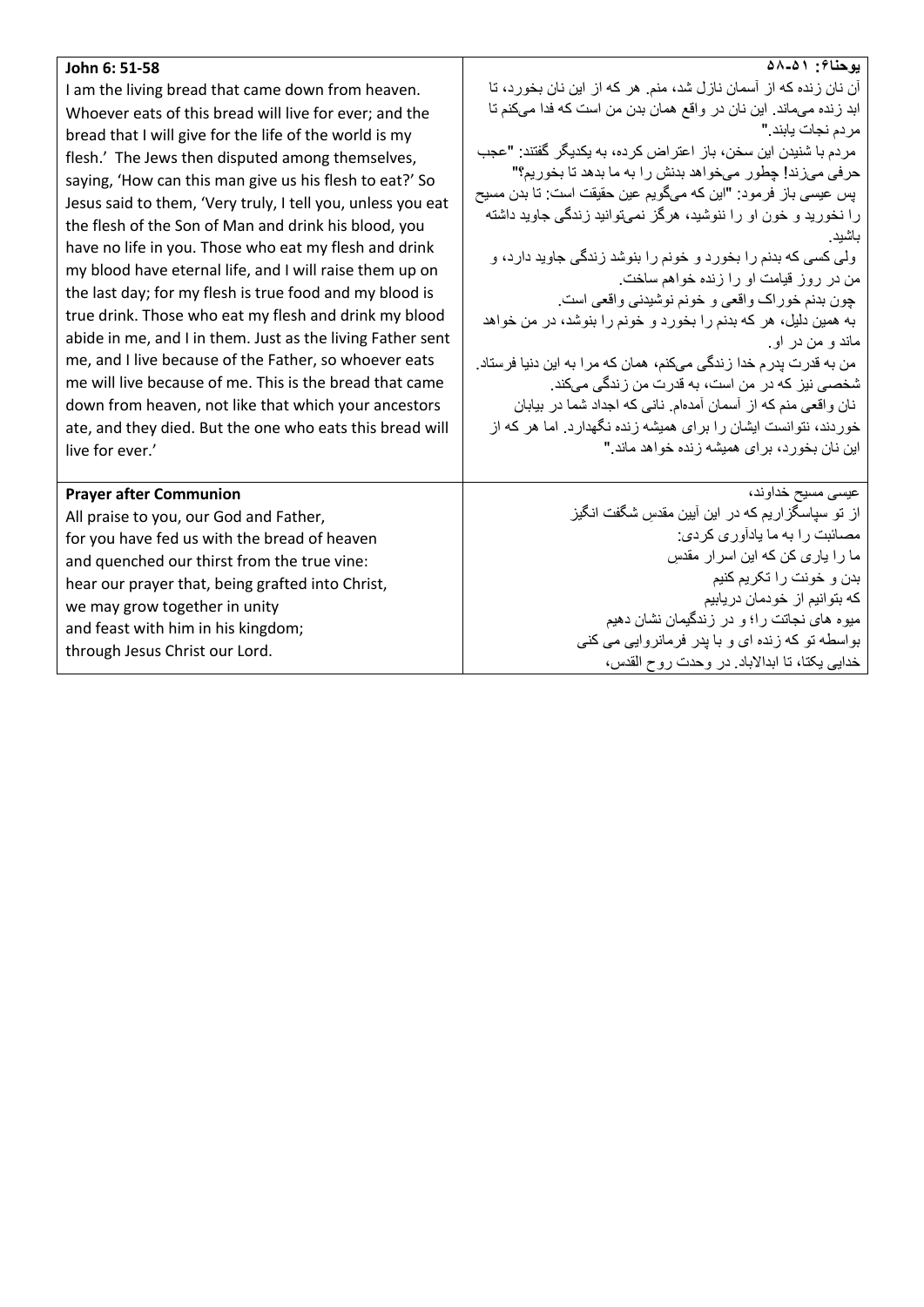**John 6: 51-58**

I am the living bread that came down from heaven. Whoever eats of this bread will live for ever; and the bread that I will give for the life of the world is my flesh.' The Jews then disputed among themselves, saying, 'How can this man give us his flesh to eat?' So Jesus said to them, 'Very truly, I tell you, unless you eat the flesh of the Son of Man and drink his blood, you have no life in you. Those who eat my flesh and drink my blood have eternal life, and I will raise them up on the last day; for my flesh is true food and my blood is true drink. Those who eat my flesh and drink my blood abide in me, and I in them. Just as the living Father sent me, and I live because of the Father, so whoever eats me will live because of me. This is the bread that came down from heaven, not like that which your ancestors ate, and they died. But the one who eats this bread will live for ever.'

**یوحنا۶: ۵۱-۵۸**

آن نان زنده که از آسمان نازل شد، منم. هر که از این نان بخورد، تا ابد زنده می‌ماند. این نان در واقع همان بدن من است که فدا می‌کنم تا مردم نجات یابند."

مردم با شنیدن این سخن، باز اعتراض کرده، به یکدیگر گفتند: "عجب حرفی می‌زند! چطور می‌خواهد بدنش را به ما بدهد تا بخوریم؟"

پس عیسی باز فرمود: "این که می‌گویم عین حقیقت است: تا بدن مسیح را نخورید و خون او را ننوشید، هرگز نمی‌توانید زندگی جاوید داشته باشید.

ولی کسی که بدنم را بخورد و خونم را بنوشد زندگی جاوید دارد، و من در روز قیامت او را زنده خواهم ساخت.

چون بدنم خوراک واقعی و خونم نوشیدنی واقعی است.

به همین دلیل، هر که بدنم را بخورد و خونم را بنوشد، در من خواهد ماند و من در او.

من به قدرت پدرم خدا زندگی می‌کنم، همان که مرا به این دنیا فرستاد. شخصی نیز که در من است، به قدرت من زندگی می‌کند.

نان واقعی منم که از آسمان آمده‌ام. نانی که اجداد شما در بیابان خوردند، نتوانست ایشان را برای همیشه زنده نگهدارد. اما هر که از این نان بخورد، برای همیشه زنده خواهد ماند."

**Prayer after Communion**

All praise to you, our God and Father,
for you have fed us with the bread of heaven
and quenched our thirst from the true vine:
hear our prayer that, being grafted into Christ,
we may grow together in unity
and feast with him in his kingdom;
through Jesus Christ our Lord.

عیسی مسیح خداوند،
از تو سپاسگزاریم که در این آیین مقدس شگفت انگیز
مصائبت را به ما یادآوری کردی:
ما را یاری کن که این اسرار مقدس
بدن و خونت را تکریم کنیم
که بتوانیم از خودمان دریابیم
میوه های نجاتت را؛ و در زندگیمان نشان دهیم
بواسطه تو که زنده ای و با پدر فرمانروایی می کنی
خدایی یکتا، تا ابدالاباد. در وحدت روح القدس،